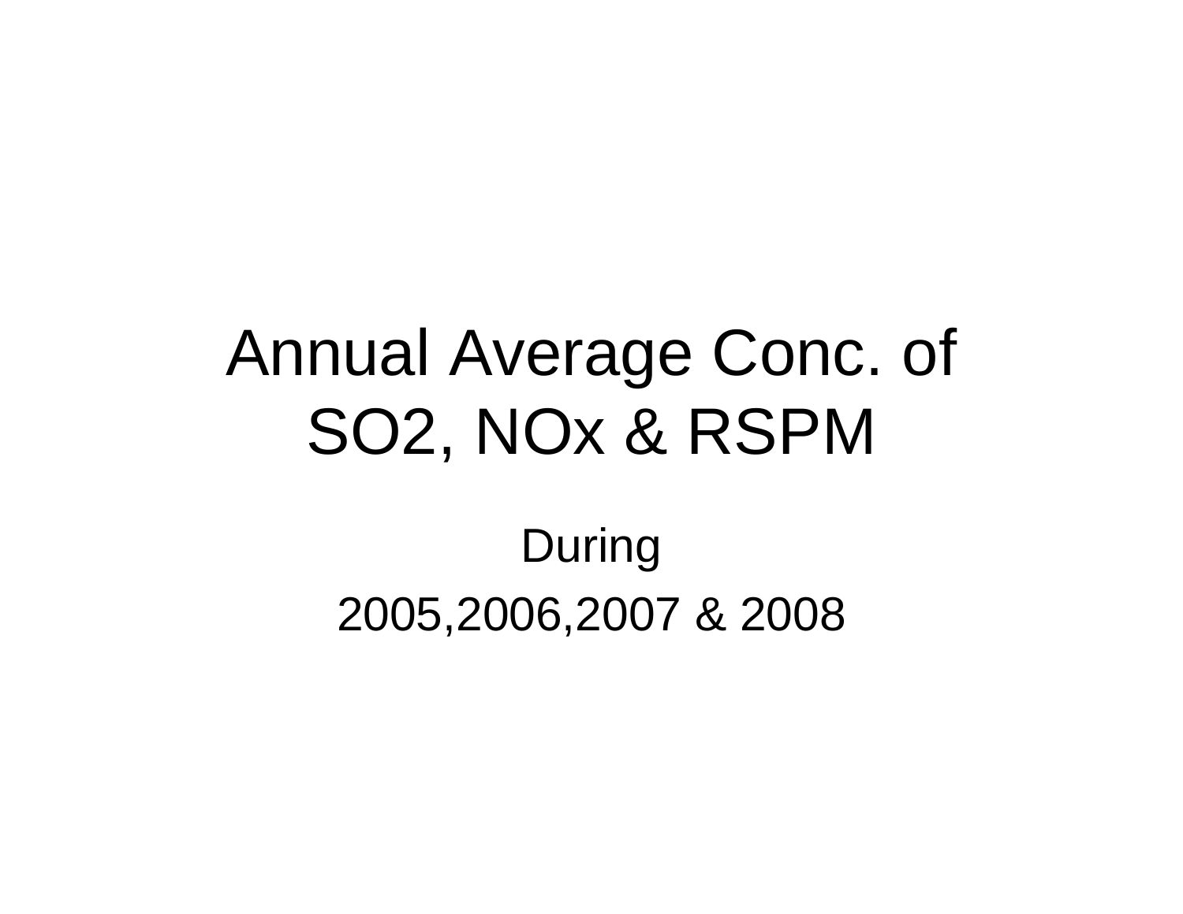# Annual Average Conc. of $SO_2$, $NO_x$ & RSPM

During

2005,2006,2007 & 2008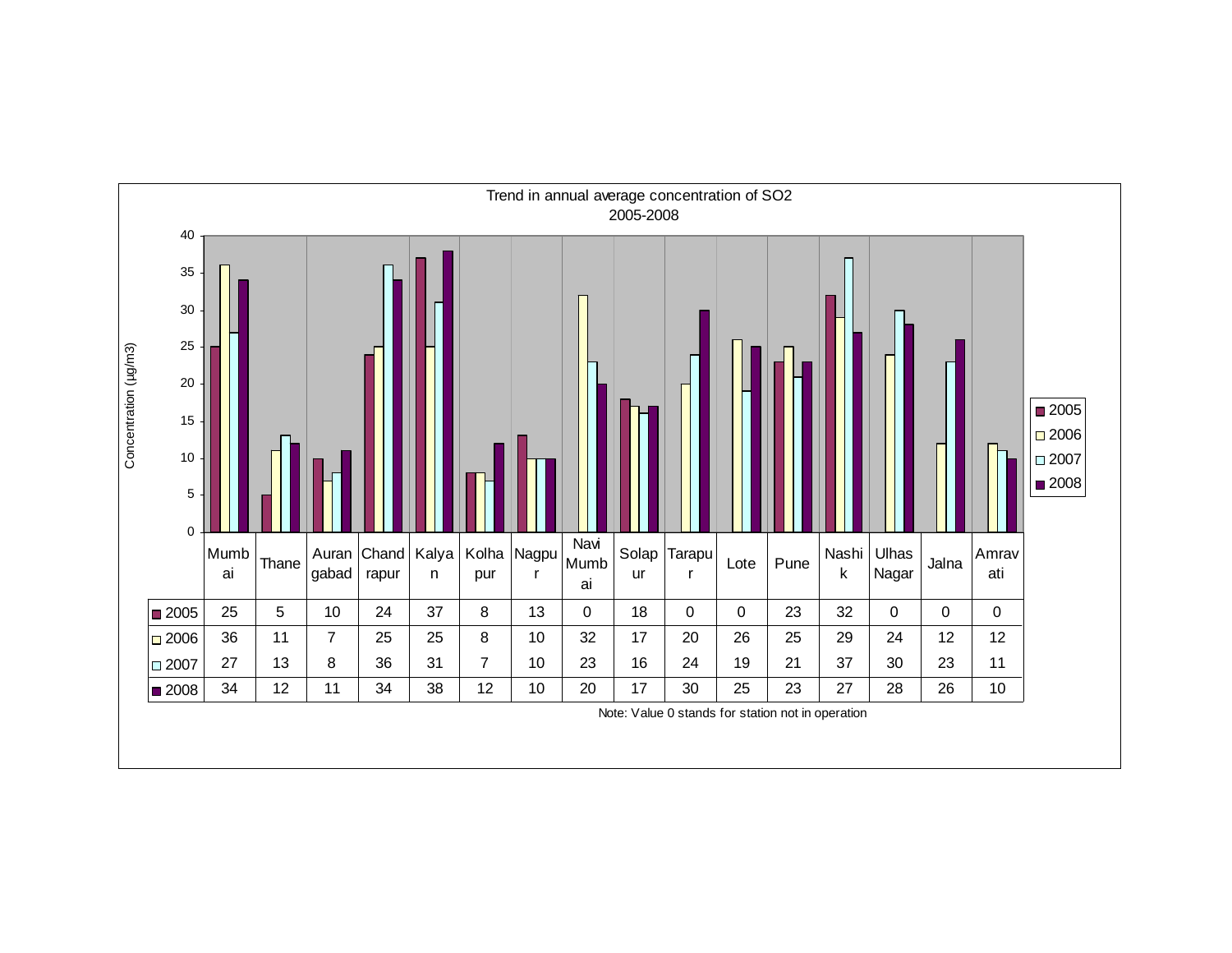Trend in annual average concentration of $SO_2$
2005-2008

| | Mumbai | Thane | Aurangabad | Chandrapur | Kalyan | Kolhapur | Nagpur | Navi Mumbai | Solapur | Tarapur | Lote | Pune | Nashik | Ulhas Nagar | Jalna | Amravati |
|---|---|---|---|---|---|---|---|---|---|---|---|---|---|---|---|---|
| 2005 | 25 | 5 | 10 | 24 | 37 | 8 | 13 | 0 | 18 | 0 | 0 | 23 | 32 | 0 | 0 | 0 |
| 2006 | 36 | 11 | 7 | 25 | 25 | 8 | 10 | 32 | 17 | 20 | 26 | 25 | 29 | 24 | 12 | 12 |
| 2007 | 27 | 13 | 8 | 36 | 31 | 7 | 10 | 23 | 16 | 24 | 19 | 21 | 37 | 30 | 23 | 11 |
| 2008 | 34 | 12 | 11 | 34 | 38 | 12 | 10 | 20 | 17 | 30 | 25 | 23 | 27 | 28 | 26 | 10 |

Concentration (µg/m3)

Note: Value 0 stands for station not in operation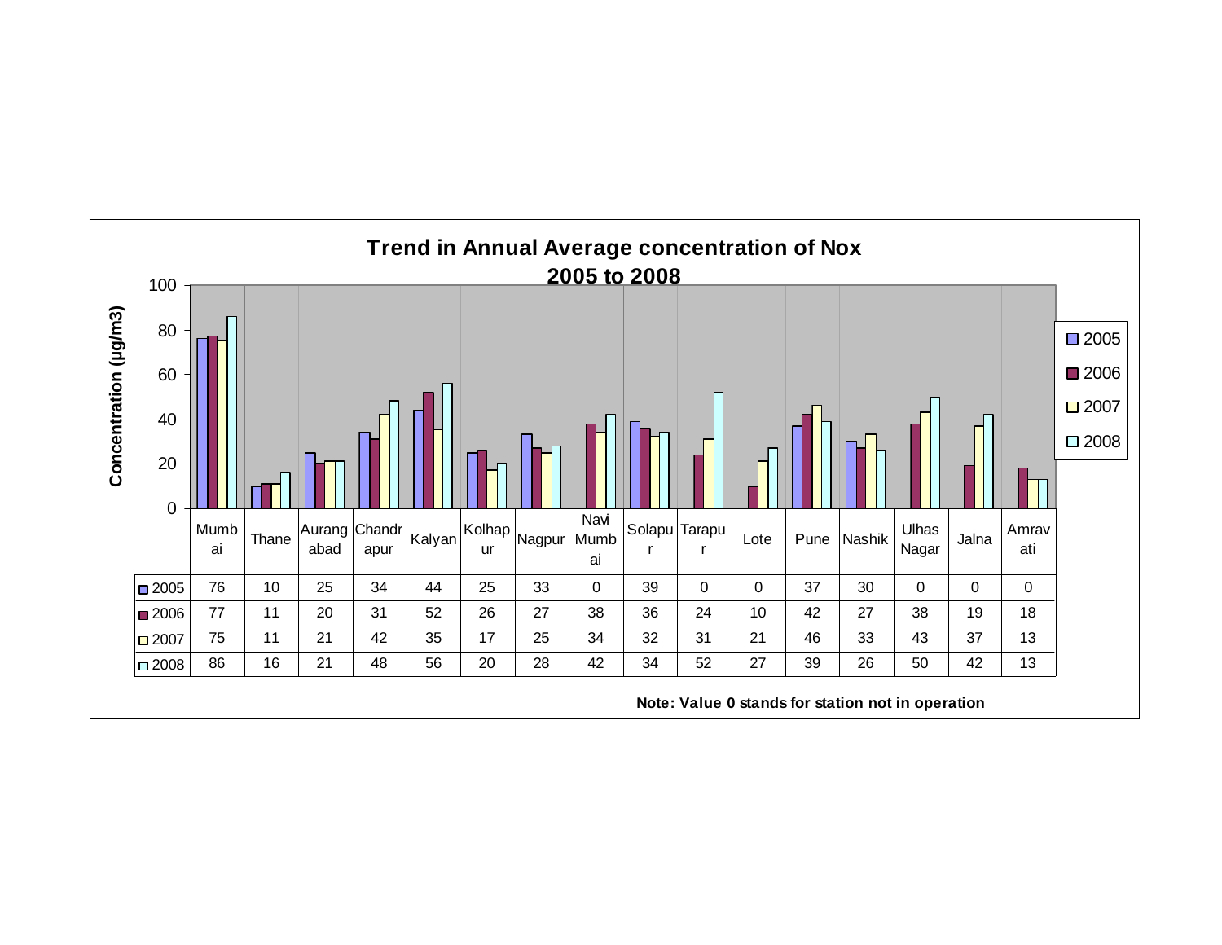## Trend in Annual Average concentration of Nox 2005 to 2008

Concentration (µg/m3)

| | Mumbai | Thane | Aurangabad | Chandrapur | Kalyan | Kolhapur | Nagpur | Navi Mumbai | Solapur | Tarapur | Lote | Pune | Nashik | Ulhas Nagar | Jalna | Amravati |
|---|---|---|---|---|---|---|---|---|---|---|---|---|---|---|---|---|
| 2005 | 76 | 10 | 25 | 34 | 44 | 25 | 33 | 0 | 39 | 0 | 0 | 37 | 30 | 0 | 0 | 0 |
| 2006 | 77 | 11 | 20 | 31 | 52 | 26 | 27 | 38 | 36 | 24 | 10 | 42 | 27 | 38 | 19 | 18 |
| 2007 | 75 | 11 | 21 | 42 | 35 | 17 | 25 | 34 | 32 | 31 | 21 | 46 | 33 | 43 | 37 | 13 |
| 2008 | 86 | 16 | 21 | 48 | 56 | 20 | 28 | 42 | 34 | 52 | 27 | 39 | 26 | 50 | 42 | 13 |

**Note: Value 0 stands for station not in operation**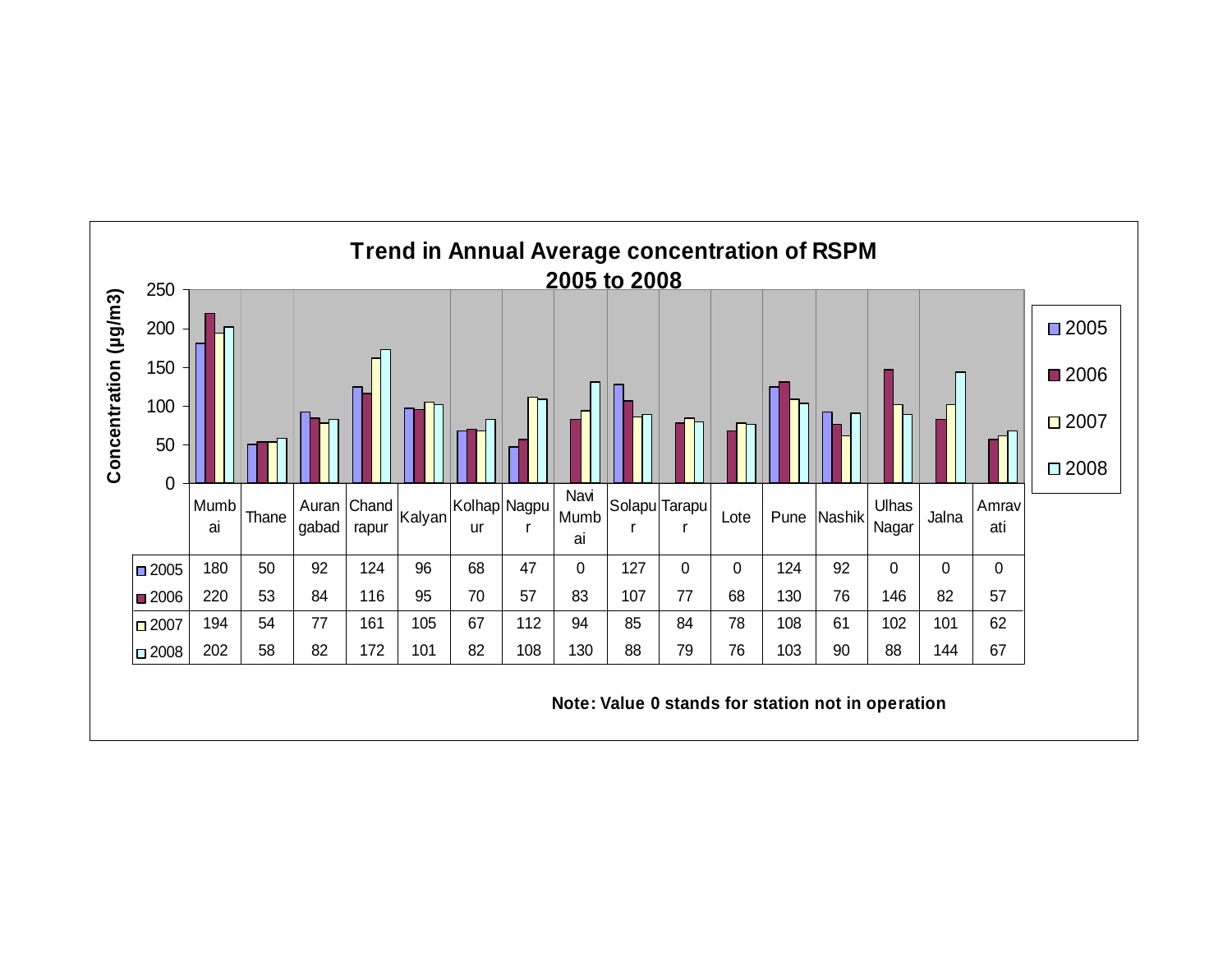**Trend in Annual Average concentration of RSPM**
**2005 to 2008**

Concentration (µg/m3)

250
200
150
100
50
0

| | Mumbai | Thane | Aurangabad | Chandrapur | Kalyan | Kolhapur | Nagpur | Navi Mumbai | Solapur | Tarapur | Lote | Pune | Nashik | Ulhas Nagar | Jalna | Amravati |
|---|---|---|---|---|---|---|---|---|---|---|---|---|---|---|---|---|
| 2005 | 180 | 50 | 92 | 124 | 96 | 68 | 47 | 0 | 127 | 0 | 0 | 124 | 92 | 0 | 0 | 0 |
| 2006 | 220 | 53 | 84 | 116 | 95 | 70 | 57 | 83 | 107 | 77 | 68 | 130 | 76 | 146 | 82 | 57 |
| 2007 | 194 | 54 | 77 | 161 | 105 | 67 | 112 | 94 | 85 | 84 | 78 | 108 | 61 | 102 | 101 | 62 |
| 2008 | 202 | 58 | 82 | 172 | 101 | 82 | 108 | 130 | 88 | 79 | 76 | 103 | 90 | 88 | 144 | 67 |

2005
2006
2007
2008

**Note: Value 0 stands for station not in operation**